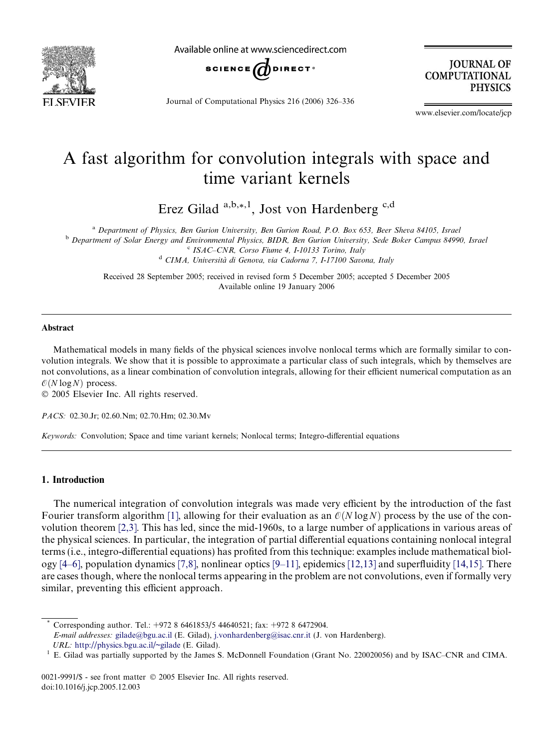# A fast algorithm for convolution integrals with space and time variant kernels

Erez Gilad [a,b,*,1], Jost von Hardenberg [c,d]

[a] Department of Physics, Ben Gurion University, Ben Gurion Road, P.O. Box 653, Beer Sheva 84105, Israel
[b] Department of Solar Energy and Environmental Physics, BIDR, Ben Gurion University, Sede Boker Campus 84990, Israel
[c] ISAC–CNR, Corso Fiume 4, I-10133 Torino, Italy
[d] CIMA, Università di Genova, via Cadorna 7, I-17100 Savona, Italy

Received 28 September 2005; received in revised form 5 December 2005; accepted 5 December 2005
Available online 19 January 2006

## Abstract

Mathematical models in many fields of the physical sciences involve nonlocal terms which are formally similar to convolution integrals. We show that it is possible to approximate a particular class of such integrals, which by themselves are not convolutions, as a linear combination of convolution integrals, allowing for their efficient numerical computation as an $\mathcal{O}(N \log N)$ process.

© 2005 Elsevier Inc. All rights reserved.

*PACS:* 02.30.Jr; 02.60.Nm; 02.70.Hm; 02.30.Mv

*Keywords:* Convolution; Space and time variant kernels; Nonlocal terms; Integro-differential equations

## 1. Introduction

The numerical integration of convolution integrals was made very efficient by the introduction of the fast Fourier transform algorithm [1], allowing for their evaluation as an $\mathcal{O}(N \log N)$ process by the use of the convolution theorem [2,3]. This has led, since the mid-1960s, to a large number of applications in various areas of the physical sciences. In particular, the integration of partial differential equations containing nonlocal integral terms (i.e., integro-differential equations) has profited from this technique: examples include mathematical biology [4–6], population dynamics [7,8], nonlinear optics [9–11], epidemics [12,13] and superfluidity [14,15]. There are cases though, where the nonlocal terms appearing in the problem are not convolutions, even if formally very similar, preventing this efficient approach.

---

[*] Corresponding author. Tel.: +972 8 6461853/5 44640521; fax: +972 8 6472904.
*E-mail addresses:* gilade@bgu.ac.il (E. Gilad), j.vonhardenberg@isac.cnr.it (J. von Hardenberg).
*URL:* http://physics.bgu.ac.il/~gilade (E. Gilad).
[1] E. Gilad was partially supported by the James S. McDonnell Foundation (Grant No. 220020056) and by ISAC–CNR and CIMA.

0021-9991/$ - see front matter © 2005 Elsevier Inc. All rights reserved.
doi:10.1016/j.jcp.2005.12.003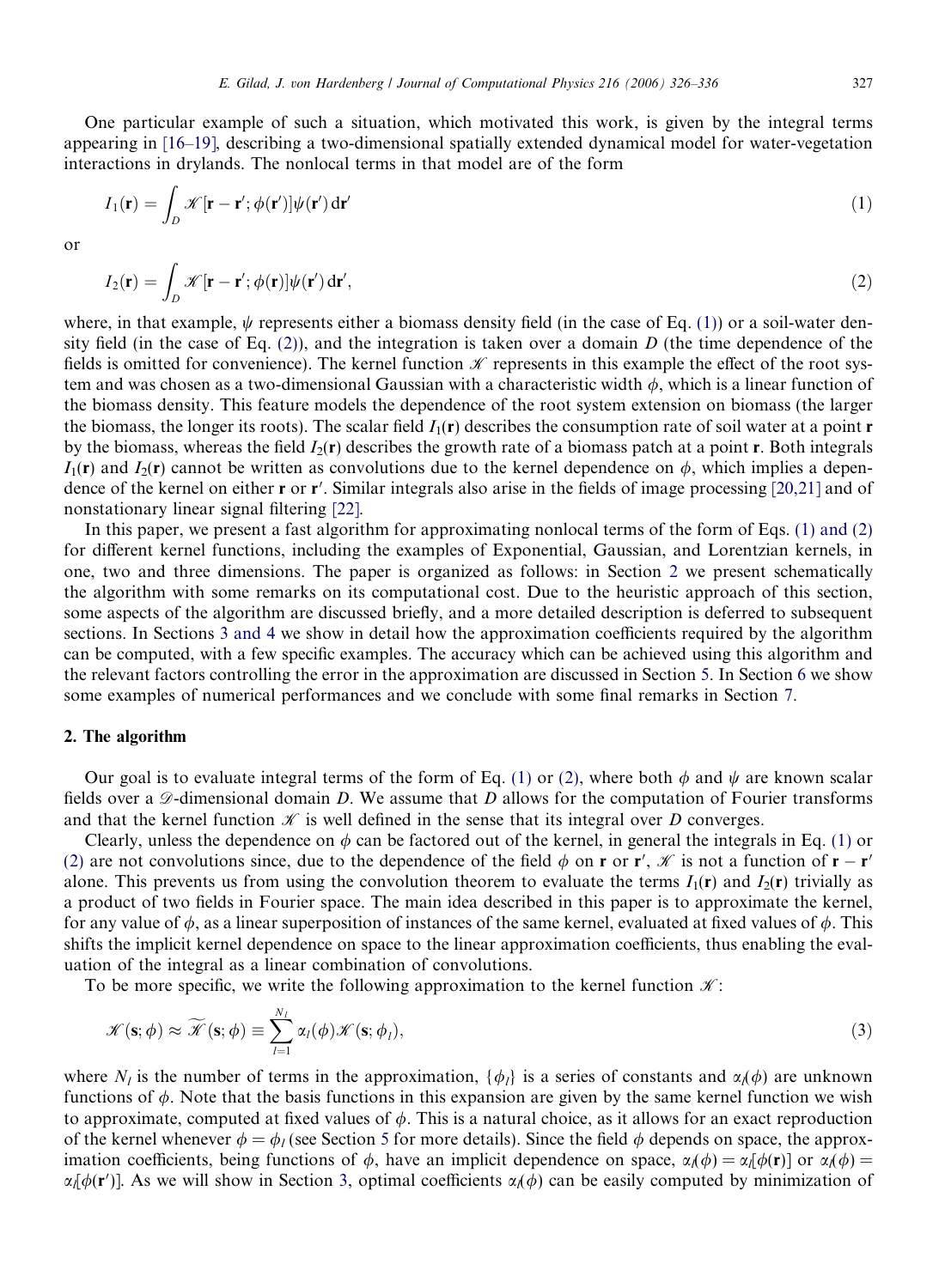One particular example of such a situation, which motivated this work, is given by the integral terms appearing in [16–19], describing a two-dimensional spatially extended dynamical model for water-vegetation interactions in drylands. The nonlocal terms in that model are of the form

$$I_1(\mathbf{r}) = \int_D \mathscr{K}[\mathbf{r} - \mathbf{r}'; \phi(\mathbf{r}')]\psi(\mathbf{r}')\,\mathrm{d}\mathbf{r}' \tag{1}$$

or

$$I_2(\mathbf{r}) = \int_D \mathscr{K}[\mathbf{r} - \mathbf{r}'; \phi(\mathbf{r})]\psi(\mathbf{r}')\,\mathrm{d}\mathbf{r}', \tag{2}$$

where, in that example, $\psi$ represents either a biomass density field (in the case of Eq. (1)) or a soil-water density field (in the case of Eq. (2)), and the integration is taken over a domain $D$ (the time dependence of the fields is omitted for convenience). The kernel function $\mathscr{K}$ represents in this example the effect of the root system and was chosen as a two-dimensional Gaussian with a characteristic width $\phi$, which is a linear function of the biomass density. This feature models the dependence of the root system extension on biomass (the larger the biomass, the longer its roots). The scalar field $I_1(\mathbf{r})$ describes the consumption rate of soil water at a point $\mathbf{r}$ by the biomass, whereas the field $I_2(\mathbf{r})$ describes the growth rate of a biomass patch at a point $\mathbf{r}$. Both integrals $I_1(\mathbf{r})$ and $I_2(\mathbf{r})$ cannot be written as convolutions due to the kernel dependence on $\phi$, which implies a dependence of the kernel on either $\mathbf{r}$ or $\mathbf{r}'$. Similar integrals also arise in the fields of image processing [20,21] and of nonstationary linear signal filtering [22].

In this paper, we present a fast algorithm for approximating nonlocal terms of the form of Eqs. (1) and (2) for different kernel functions, including the examples of Exponential, Gaussian, and Lorentzian kernels, in one, two and three dimensions. The paper is organized as follows: in Section 2 we present schematically the algorithm with some remarks on its computational cost. Due to the heuristic approach of this section, some aspects of the algorithm are discussed briefly, and a more detailed description is deferred to subsequent sections. In Sections 3 and 4 we show in detail how the approximation coefficients required by the algorithm can be computed, with a few specific examples. The accuracy which can be achieved using this algorithm and the relevant factors controlling the error in the approximation are discussed in Section 5. In Section 6 we show some examples of numerical performances and we conclude with some final remarks in Section 7.

## 2. The algorithm

Our goal is to evaluate integral terms of the form of Eq. (1) or (2), where both $\phi$ and $\psi$ are known scalar fields over a $\mathscr{D}$-dimensional domain $D$. We assume that $D$ allows for the computation of Fourier transforms and that the kernel function $\mathscr{K}$ is well defined in the sense that its integral over $D$ converges.

Clearly, unless the dependence on $\phi$ can be factored out of the kernel, in general the integrals in Eq. (1) or (2) are not convolutions since, due to the dependence of the field $\phi$ on $\mathbf{r}$ or $\mathbf{r}'$, $\mathscr{K}$ is not a function of $\mathbf{r} - \mathbf{r}'$ alone. This prevents us from using the convolution theorem to evaluate the terms $I_1(\mathbf{r})$ and $I_2(\mathbf{r})$ trivially as a product of two fields in Fourier space. The main idea described in this paper is to approximate the kernel, for any value of $\phi$, as a linear superposition of instances of the same kernel, evaluated at fixed values of $\phi$. This shifts the implicit kernel dependence on space to the linear approximation coefficients, thus enabling the evaluation of the integral as a linear combination of convolutions.

To be more specific, we write the following approximation to the kernel function $\mathscr{K}$:

$$\mathscr{K}(\mathbf{s}; \phi) \approx \widetilde{\mathscr{K}}(\mathbf{s}; \phi) \equiv \sum_{l=1}^{N_l} \alpha_l(\phi)\mathscr{K}(\mathbf{s}; \phi_l), \tag{3}$$

where $N_l$ is the number of terms in the approximation, $\{\phi_l\}$ is a series of constants and $\alpha_l(\phi)$ are unknown functions of $\phi$. Note that the basis functions in this expansion are given by the same kernel function we wish to approximate, computed at fixed values of $\phi$. This is a natural choice, as it allows for an exact reproduction of the kernel whenever $\phi = \phi_l$ (see Section 5 for more details). Since the field $\phi$ depends on space, the approximation coefficients, being functions of $\phi$, have an implicit dependence on space, $\alpha_l(\phi) = \alpha_l[\phi(\mathbf{r})]$ or $\alpha_l(\phi) = \alpha_l[\phi(\mathbf{r}')]$. As we will show in Section 3, optimal coefficients $\alpha_l(\phi)$ can be easily computed by minimization of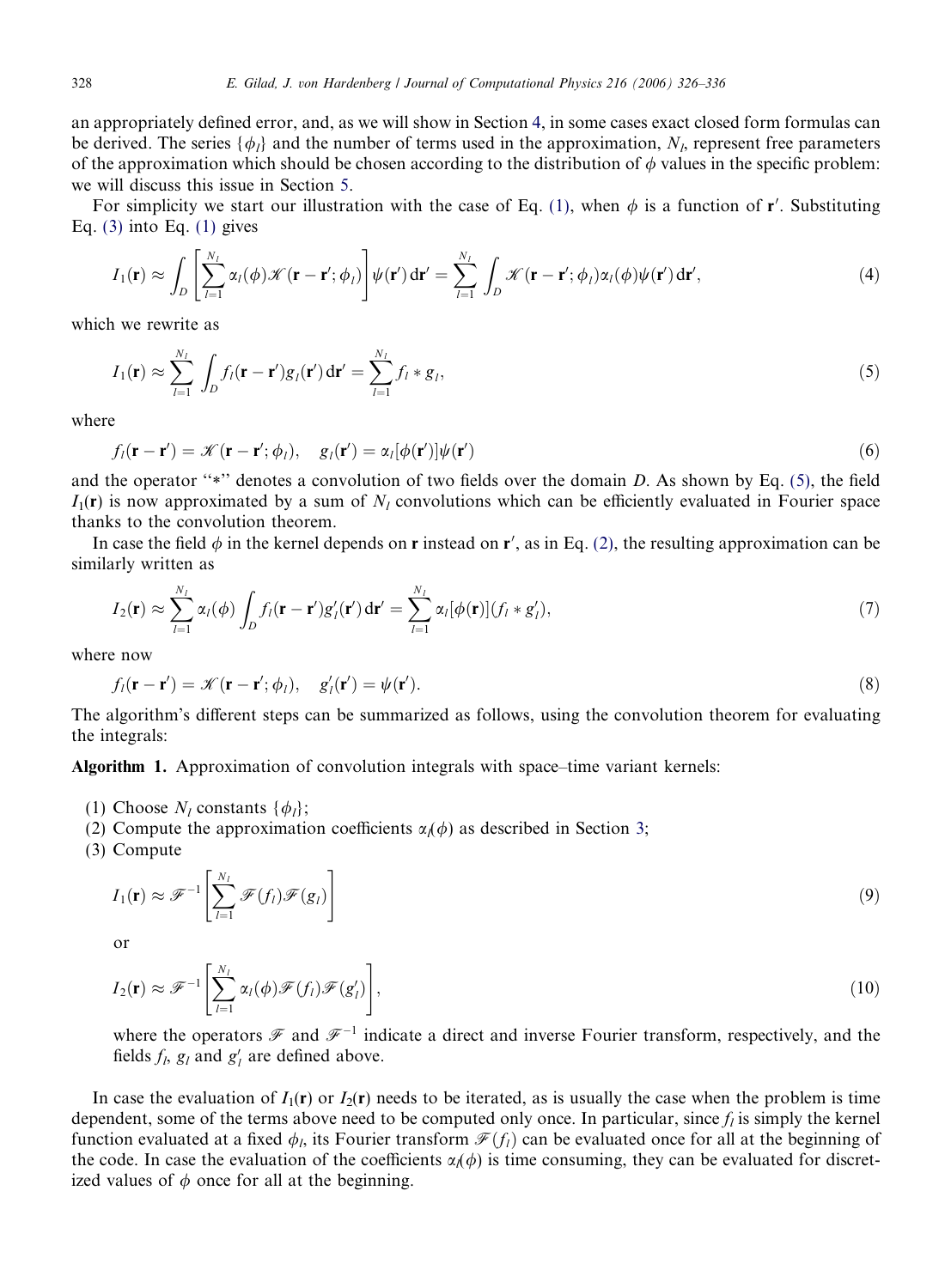an appropriately defined error, and, as we will show in Section 4, in some cases exact closed form formulas can be derived. The series $\{\phi_l\}$ and the number of terms used in the approximation, $N_l$, represent free parameters of the approximation which should be chosen according to the distribution of $\phi$ values in the specific problem: we will discuss this issue in Section 5.

For simplicity we start our illustration with the case of Eq. (1), when $\phi$ is a function of $\mathbf{r}'$. Substituting Eq. (3) into Eq. (1) gives

$$I_1(\mathbf{r}) \approx \int_D \left[\sum_{l=1}^{N_l} \alpha_l(\phi)\mathscr{K}(\mathbf{r}-\mathbf{r}';\phi_l)\right]\psi(\mathbf{r}')\,\mathrm{d}\mathbf{r}' = \sum_{l=1}^{N_l} \int_D \mathscr{K}(\mathbf{r}-\mathbf{r}';\phi_l)\alpha_l(\phi)\psi(\mathbf{r}')\,\mathrm{d}\mathbf{r}', \tag{4}$$

which we rewrite as

$$I_1(\mathbf{r}) \approx \sum_{l=1}^{N_l} \int_D f_l(\mathbf{r}-\mathbf{r}')g_l(\mathbf{r}')\,\mathrm{d}\mathbf{r}' = \sum_{l=1}^{N_l} f_l * g_l, \tag{5}$$

where

$$f_l(\mathbf{r}-\mathbf{r}') = \mathscr{K}(\mathbf{r}-\mathbf{r}';\phi_l), \quad g_l(\mathbf{r}') = \alpha_l[\phi(\mathbf{r}')]\psi(\mathbf{r}') \tag{6}$$

and the operator "*" denotes a convolution of two fields over the domain $D$. As shown by Eq. (5), the field $I_1(\mathbf{r})$ is now approximated by a sum of $N_l$ convolutions which can be efficiently evaluated in Fourier space thanks to the convolution theorem.

In case the field $\phi$ in the kernel depends on $\mathbf{r}$ instead on $\mathbf{r}'$, as in Eq. (2), the resulting approximation can be similarly written as

$$I_2(\mathbf{r}) \approx \sum_{l=1}^{N_l} \alpha_l(\phi) \int_D f_l(\mathbf{r}-\mathbf{r}')g'_l(\mathbf{r}')\,\mathrm{d}\mathbf{r}' = \sum_{l=1}^{N_l} \alpha_l[\phi(\mathbf{r})](f_l * g'_l), \tag{7}$$

where now

$$f_l(\mathbf{r}-\mathbf{r}') = \mathscr{K}(\mathbf{r}-\mathbf{r}';\phi_l), \quad g'_l(\mathbf{r}') = \psi(\mathbf{r}'). \tag{8}$$

The algorithm's different steps can be summarized as follows, using the convolution theorem for evaluating the integrals:

**Algorithm 1.** Approximation of convolution integrals with space–time variant kernels:

(1) Choose $N_l$ constants $\{\phi_l\}$;
(2) Compute the approximation coefficients $\alpha_l(\phi)$ as described in Section 3;
(3) Compute

$$I_1(\mathbf{r}) \approx \mathscr{F}^{-1}\left[\sum_{l=1}^{N_l} \mathscr{F}(f_l)\mathscr{F}(g_l)\right] \tag{9}$$

or

$$I_2(\mathbf{r}) \approx \mathscr{F}^{-1}\left[\sum_{l=1}^{N_l} \alpha_l(\phi)\mathscr{F}(f_l)\mathscr{F}(g'_l)\right], \tag{10}$$

where the operators $\mathscr{F}$ and $\mathscr{F}^{-1}$ indicate a direct and inverse Fourier transform, respectively, and the fields $f_l$, $g_l$ and $g'_l$ are defined above.

In case the evaluation of $I_1(\mathbf{r})$ or $I_2(\mathbf{r})$ needs to be iterated, as is usually the case when the problem is time dependent, some of the terms above need to be computed only once. In particular, since $f_l$ is simply the kernel function evaluated at a fixed $\phi_l$, its Fourier transform $\mathscr{F}(f_l)$ can be evaluated once for all at the beginning of the code. In case the evaluation of the coefficients $\alpha_l(\phi)$ is time consuming, they can be evaluated for discretized values of $\phi$ once for all at the beginning.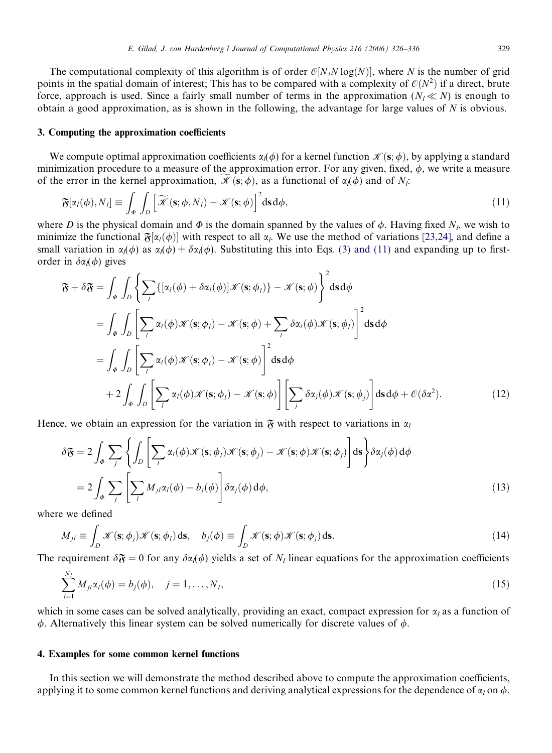The computational complexity of this algorithm is of order $\mathcal{O}[N_l N \log(N)]$, where $N$ is the number of grid points in the spatial domain of interest; This has to be compared with a complexity of $\mathcal{O}(N^2)$ if a direct, brute force, approach is used. Since a fairly small number of terms in the approximation ($N_l \ll N$) is enough to obtain a good approximation, as is shown in the following, the advantage for large values of $N$ is obvious.

## 3. Computing the approximation coefficients

We compute optimal approximation coefficients $\alpha_l(\phi)$ for a kernel function $\mathscr{K}(\mathbf{s};\phi)$, by applying a standard minimization procedure to a measure of the approximation error. For any given, fixed, $\phi$, we write a measure of the error in the kernel approximation, $\widetilde{\mathscr{K}}(\mathbf{s};\phi)$, as a functional of $\alpha_l(\phi)$ and of $N_l$:

$$\mathfrak{F}[\alpha_l(\phi), N_l] \equiv \int_\Phi \int_D \left[\widetilde{\mathscr{K}}(\mathbf{s};\phi,N_l) - \mathscr{K}(\mathbf{s};\phi)\right]^2 \mathrm{d}\mathbf{s}\,\mathrm{d}\phi, \tag{11}$$

where $D$ is the physical domain and $\Phi$ is the domain spanned by the values of $\phi$. Having fixed $N_l$, we wish to minimize the functional $\mathfrak{F}[\alpha_l(\phi)]$ with respect to all $\alpha_l$. We use the method of variations [23,24], and define a small variation in $\alpha_l(\phi)$ as $\alpha_l(\phi) + \delta\alpha_l(\phi)$. Substituting this into Eqs. (3) and (11) and expanding up to first-order in $\delta\alpha_l(\phi)$ gives

$$\begin{aligned}
\mathfrak{F} + \delta\mathfrak{F} &= \int_\Phi \int_D \left\{\sum_l \{[\alpha_l(\phi) + \delta\alpha_l(\phi)]\mathscr{K}(\mathbf{s};\phi_l)\} - \mathscr{K}(\mathbf{s};\phi)\right\}^2 \mathrm{d}\mathbf{s}\,\mathrm{d}\phi \\
&= \int_\Phi \int_D \left[\sum_l \alpha_l(\phi)\mathscr{K}(\mathbf{s};\phi_l) - \mathscr{K}(\mathbf{s};\phi) + \sum_l \delta\alpha_l(\phi)\mathscr{K}(\mathbf{s};\phi_l)\right]^2 \mathrm{d}\mathbf{s}\,\mathrm{d}\phi \\
&= \int_\Phi \int_D \left[\sum_l \alpha_l(\phi)\mathscr{K}(\mathbf{s};\phi_l) - \mathscr{K}(\mathbf{s};\phi)\right]^2 \mathrm{d}\mathbf{s}\,\mathrm{d}\phi \\
&\quad + 2\int_\Phi \int_D \left[\sum_l \alpha_l(\phi)\mathscr{K}(\mathbf{s};\phi_l) - \mathscr{K}(\mathbf{s};\phi)\right]\left[\sum_j \delta\alpha_j(\phi)\mathscr{K}(\mathbf{s};\phi_j)\right] \mathrm{d}\mathbf{s}\,\mathrm{d}\phi + \mathcal{O}(\delta\alpha^2).
\end{aligned} \tag{12}$$

Hence, we obtain an expression for the variation in $\mathfrak{F}$ with respect to variations in $\alpha_l$

$$\begin{aligned}
\delta\mathfrak{F} &= 2\int_\Phi \sum_j \left\{\int_D \left[\sum_l \alpha_l(\phi)\mathscr{K}(\mathbf{s};\phi_l)\mathscr{K}(\mathbf{s};\phi_j) - \mathscr{K}(\mathbf{s};\phi)\mathscr{K}(\mathbf{s};\phi_j)\right]\mathrm{d}\mathbf{s}\right\}\delta\alpha_j(\phi)\,\mathrm{d}\phi \\
&= 2\int_\Phi \sum_j \left[\sum_l M_{jl}\alpha_l(\phi) - b_j(\phi)\right]\delta\alpha_j(\phi)\,\mathrm{d}\phi,
\end{aligned} \tag{13}$$

where we defined

$$M_{jl} \equiv \int_D \mathscr{K}(\mathbf{s};\phi_j)\mathscr{K}(\mathbf{s};\phi_l)\,\mathrm{d}\mathbf{s}, \quad b_j(\phi) \equiv \int_D \mathscr{K}(\mathbf{s};\phi)\mathscr{K}(\mathbf{s};\phi_j)\,\mathrm{d}\mathbf{s}. \tag{14}$$

The requirement $\delta\mathfrak{F} = 0$ for any $\delta\alpha_l(\phi)$ yields a set of $N_l$ linear equations for the approximation coefficients

$$\sum_{l=1}^{N_l} M_{jl}\alpha_l(\phi) = b_j(\phi), \quad j = 1,\ldots,N_l, \tag{15}$$

which in some cases can be solved analytically, providing an exact, compact expression for $\alpha_l$ as a function of $\phi$. Alternatively this linear system can be solved numerically for discrete values of $\phi$.

## 4. Examples for some common kernel functions

In this section we will demonstrate the method described above to compute the approximation coefficients, applying it to some common kernel functions and deriving analytical expressions for the dependence of $\alpha_l$ on $\phi$.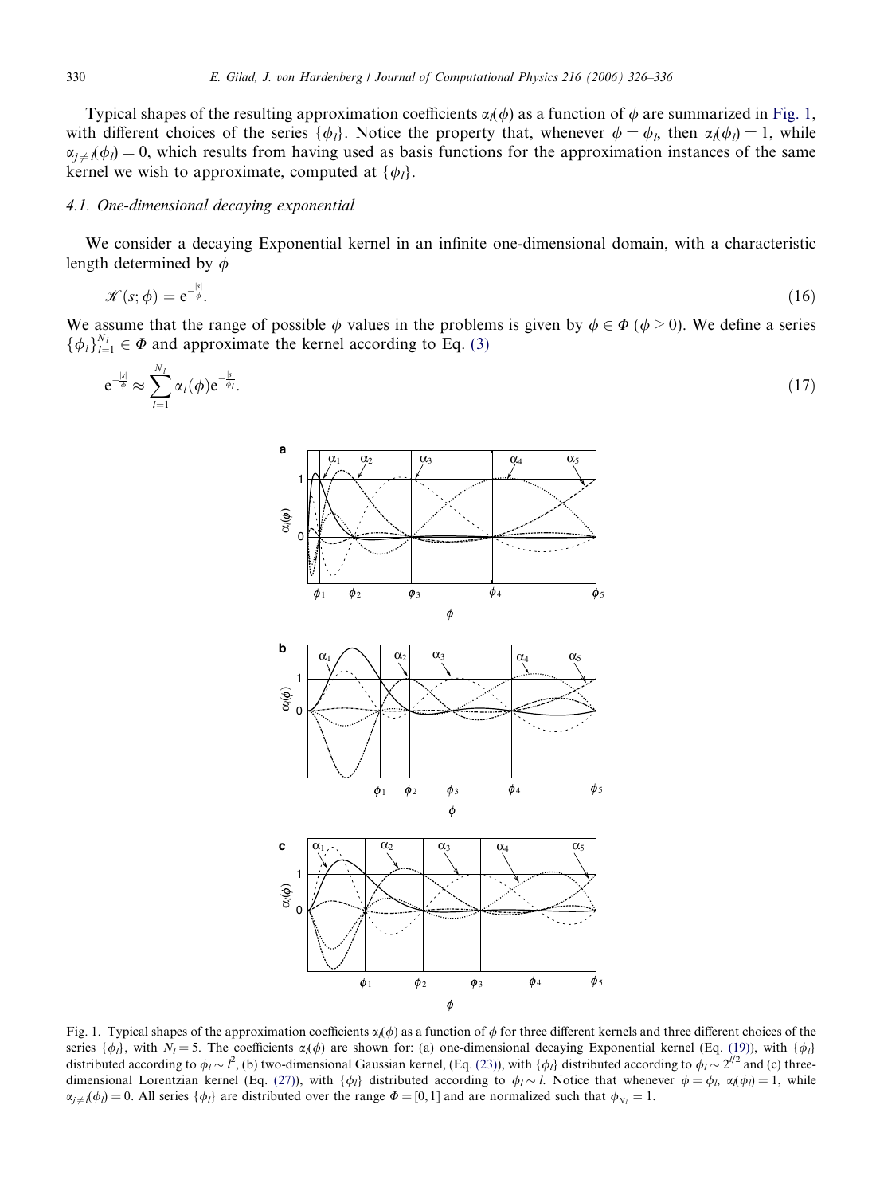Typical shapes of the resulting approximation coefficients $\alpha_l(\phi)$ as a function of $\phi$ are summarized in Fig. 1, with different choices of the series $\{\phi_l\}$. Notice the property that, whenever $\phi = \phi_l$, then $\alpha_l(\phi_l) = 1$, while $\alpha_{j \neq l}(\phi_l) = 0$, which results from having used as basis functions for the approximation instances of the same kernel we wish to approximate, computed at $\{\phi_l\}$.

### 4.1. One-dimensional decaying exponential

We consider a decaying Exponential kernel in an infinite one-dimensional domain, with a characteristic length determined by $\phi$

$$\mathscr{K}(s;\phi) = \mathrm{e}^{-\frac{|s|}{\phi}}. \tag{16}$$

We assume that the range of possible $\phi$ values in the problems is given by $\phi \in \Phi$ ($\phi > 0$). We define a series $\{\phi_l\}_{l=1}^{N_l} \in \Phi$ and approximate the kernel according to Eq. (3)

$$\mathrm{e}^{-\frac{|s|}{\phi}} \approx \sum_{l=1}^{N_l} \alpha_l(\phi) \mathrm{e}^{-\frac{|s|}{\phi_l}}. \tag{17}$$

Fig. 1. Typical shapes of the approximation coefficients $\alpha_l(\phi)$ as a function of $\phi$ for three different kernels and three different choices of the series $\{\phi_l\}$, with $N_l = 5$. The coefficients $\alpha_l(\phi)$ are shown for: (a) one-dimensional decaying Exponential kernel (Eq. (19)), with $\{\phi_l\}$ distributed according to $\phi_l \sim l^2$, (b) two-dimensional Gaussian kernel, (Eq. (23)), with $\{\phi_l\}$ distributed according to $\phi_l \sim 2^{l/2}$ and (c) three-dimensional Lorentzian kernel (Eq. (27)), with $\{\phi_l\}$ distributed according to $\phi_l \sim l$. Notice that whenever $\phi = \phi_l$, $\alpha_l(\phi_l) = 1$, while $\alpha_{j \neq l}(\phi_l) = 0$. All series $\{\phi_l\}$ are distributed over the range $\Phi = [0, 1]$ and are normalized such that $\phi_{N_l} = 1$.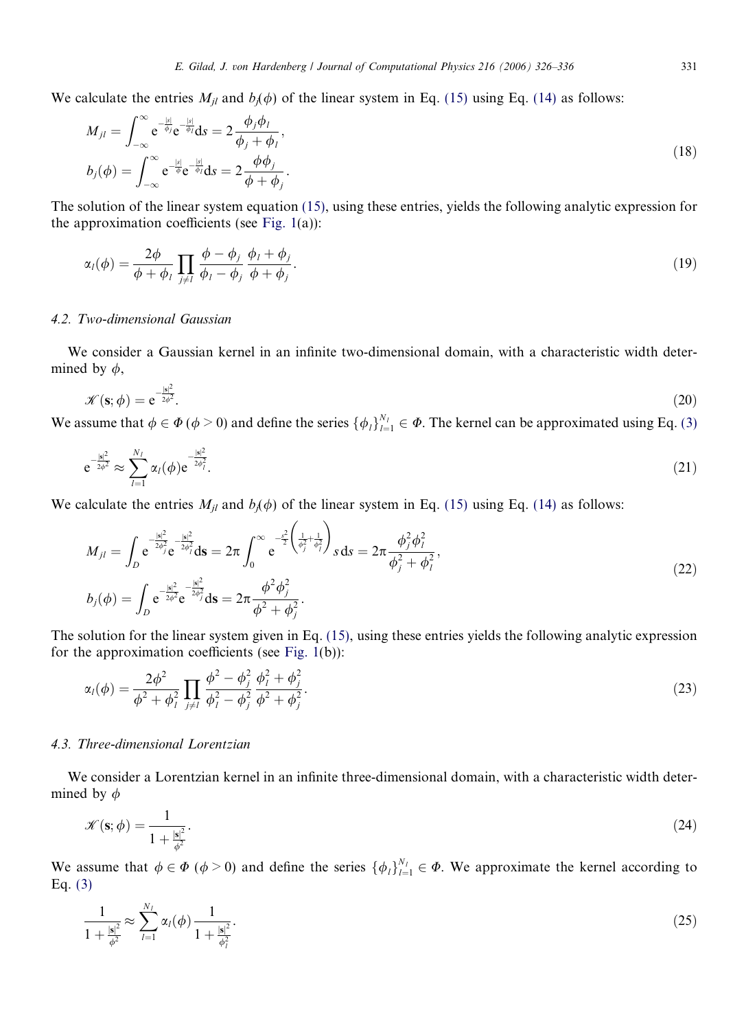We calculate the entries $M_{jl}$ and $b_j(\phi)$ of the linear system in Eq. (15) using Eq. (14) as follows:

$$
\begin{aligned}
M_{jl} &= \int_{-\infty}^{\infty} e^{-\frac{|s|}{\phi_j}} e^{-\frac{|s|}{\phi_l}} ds = 2\frac{\phi_j \phi_l}{\phi_j + \phi_l}, \\
b_j(\phi) &= \int_{-\infty}^{\infty} e^{-\frac{|s|}{\phi}} e^{-\frac{|s|}{\phi_l}} ds = 2\frac{\phi \phi_j}{\phi + \phi_j}.
\end{aligned} \tag{18}
$$

The solution of the linear system equation (15), using these entries, yields the following analytic expression for the approximation coefficients (see Fig. 1(a)):

$$
\alpha_l(\phi) = \frac{2\phi}{\phi + \phi_l} \prod_{j \neq l} \frac{\phi - \phi_j}{\phi_l - \phi_j} \frac{\phi_l + \phi_j}{\phi + \phi_j}. \tag{19}
$$

### 4.2. Two-dimensional Gaussian

We consider a Gaussian kernel in an infinite two-dimensional domain, with a characteristic width determined by $\phi$,

$$
\mathscr{K}(\mathbf{s}; \phi) = e^{-\frac{|\mathbf{s}|^2}{2\phi^2}}. \tag{20}
$$

We assume that $\phi \in \Phi$ ($\phi > 0$) and define the series $\{\phi_l\}_{l=1}^{N_l} \in \Phi$. The kernel can be approximated using Eq. (3)

$$
e^{-\frac{|\mathbf{s}|^2}{2\phi^2}} \approx \sum_{l=1}^{N_l} \alpha_l(\phi) e^{-\frac{|\mathbf{s}|^2}{2\phi_l^2}}. \tag{21}
$$

We calculate the entries $M_{jl}$ and $b_j(\phi)$ of the linear system in Eq. (15) using Eq. (14) as follows:

$$
\begin{aligned}
M_{jl} &= \int_D e^{-\frac{|\mathbf{s}|^2}{2\phi_j^2}} e^{-\frac{|\mathbf{s}|^2}{2\phi_l^2}} d\mathbf{s} = 2\pi \int_0^{\infty} e^{-\frac{s^2}{2}\left(\frac{1}{\phi_j^2} + \frac{1}{\phi_l^2}\right)} s\, ds = 2\pi \frac{\phi_j^2 \phi_l^2}{\phi_j^2 + \phi_l^2}, \\
b_j(\phi) &= \int_D e^{-\frac{|\mathbf{s}|^2}{2\phi^2}} e^{-\frac{|\mathbf{s}|^2}{2\phi_j^2}} d\mathbf{s} = 2\pi \frac{\phi^2 \phi_j^2}{\phi^2 + \phi_j^2}.
\end{aligned} \tag{22}
$$

The solution for the linear system given in Eq. (15), using these entries yields the following analytic expression for the approximation coefficients (see Fig. 1(b)):

$$
\alpha_l(\phi) = \frac{2\phi^2}{\phi^2 + \phi_l^2} \prod_{j \neq l} \frac{\phi^2 - \phi_j^2}{\phi_l^2 - \phi_j^2} \frac{\phi_l^2 + \phi_j^2}{\phi^2 + \phi_j^2}. \tag{23}
$$

### 4.3. Three-dimensional Lorentzian

We consider a Lorentzian kernel in an infinite three-dimensional domain, with a characteristic width determined by $\phi$

$$
\mathscr{K}(\mathbf{s}; \phi) = \frac{1}{1 + \frac{|\mathbf{s}|^2}{\phi^2}}. \tag{24}
$$

We assume that $\phi \in \Phi$ ($\phi > 0$) and define the series $\{\phi_l\}_{l=1}^{N_l} \in \Phi$. We approximate the kernel according to Eq. (3)

$$
\frac{1}{1 + \frac{|\mathbf{s}|^2}{\phi^2}} \approx \sum_{l=1}^{N_l} \alpha_l(\phi) \frac{1}{1 + \frac{|\mathbf{s}|^2}{\phi_l^2}}. \tag{25}
$$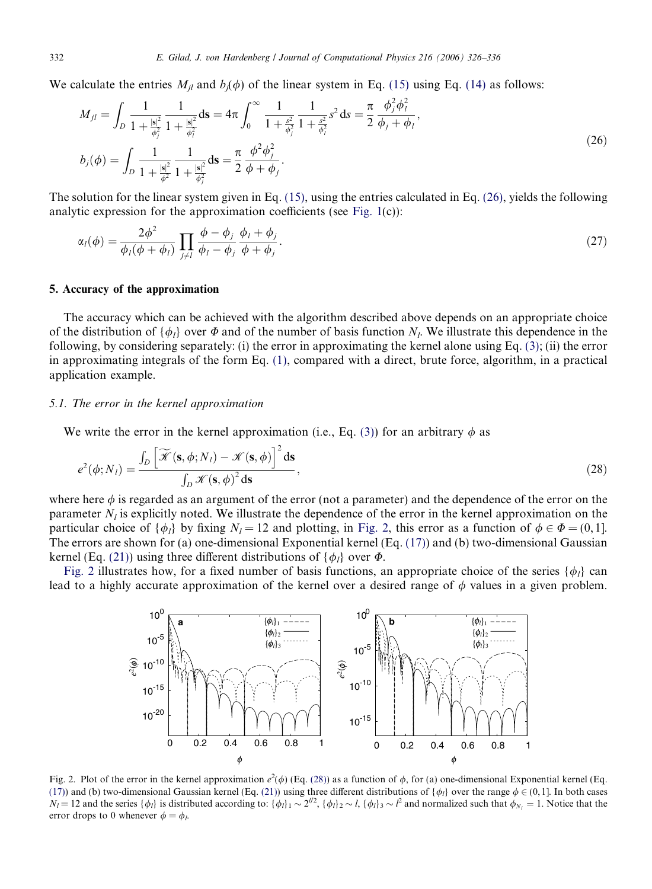We calculate the entries $M_{jl}$ and $b_j(\phi)$ of the linear system in Eq. (15) using Eq. (14) as follows:

$$
\begin{aligned}
M_{jl} &= \int_D \frac{1}{1+\frac{|\mathbf{s}|^2}{\phi_j^2}} \frac{1}{1+\frac{|\mathbf{s}|^2}{\phi_l^2}} \mathrm{d}\mathbf{s} = 4\pi \int_0^\infty \frac{1}{1+\frac{s^2}{\phi_j^2}} \frac{1}{1+\frac{s^2}{\phi_l^2}} s^2 \,\mathrm{d}s = \frac{\pi}{2} \frac{\phi_j^2 \phi_l^2}{\phi_j + \phi_l}, \\
b_j(\phi) &= \int_D \frac{1}{1+\frac{|\mathbf{s}|^2}{\phi^2}} \frac{1}{1+\frac{|\mathbf{s}|^2}{\phi_j^2}} \mathrm{d}\mathbf{s} = \frac{\pi}{2} \frac{\phi^2 \phi_j^2}{\phi + \phi_j}.
\end{aligned}
\tag{26}
$$

The solution for the linear system given in Eq. (15), using the entries calculated in Eq. (26), yields the following analytic expression for the approximation coefficients (see Fig. 1(c)):

$$
\alpha_l(\phi) = \frac{2\phi^2}{\phi_l(\phi+\phi_l)} \prod_{j \neq l} \frac{\phi - \phi_j}{\phi_l - \phi_j} \frac{\phi_l + \phi_j}{\phi + \phi_j}. \tag{27}
$$

## 5. Accuracy of the approximation

The accuracy which can be achieved with the algorithm described above depends on an appropriate choice of the distribution of $\{\phi_l\}$ over $\Phi$ and of the number of basis function $N_l$. We illustrate this dependence in the following, by considering separately: (i) the error in approximating the kernel alone using Eq. (3); (ii) the error in approximating integrals of the form Eq. (1), compared with a direct, brute force, algorithm, in a practical application example.

### 5.1. The error in the kernel approximation

We write the error in the kernel approximation (i.e., Eq. (3)) for an arbitrary $\phi$ as

$$
e^2(\phi; N_l) = \frac{\int_D \left[\widetilde{\mathscr{K}}(\mathbf{s}, \phi; N_l) - \mathscr{K}(\mathbf{s}, \phi)\right]^2 \mathrm{d}\mathbf{s}}{\int_D \mathscr{K}(\mathbf{s}, \phi)^2 \,\mathrm{d}\mathbf{s}}, \tag{28}
$$

where here $\phi$ is regarded as an argument of the error (not a parameter) and the dependence of the error on the parameter $N_l$ is explicitly noted. We illustrate the dependence of the error in the kernel approximation on the particular choice of $\{\phi_l\}$ by fixing $N_l = 12$ and plotting, in Fig. 2, this error as a function of $\phi \in \Phi = (0, 1]$. The errors are shown for (a) one-dimensional Exponential kernel (Eq. (17)) and (b) two-dimensional Gaussian kernel (Eq. (21)) using three different distributions of $\{\phi_l\}$ over $\Phi$.

Fig. 2 illustrates how, for a fixed number of basis functions, an appropriate choice of the series $\{\phi_l\}$ can lead to a highly accurate approximation of the kernel over a desired range of $\phi$ values in a given problem.

Fig. 2. Plot of the error in the kernel approximation $e^2(\phi)$ (Eq. (28)) as a function of $\phi$, for (a) one-dimensional Exponential kernel (Eq. (17)) and (b) two-dimensional Gaussian kernel (Eq. (21)) using three different distributions of $\{\phi_l\}$ over the range $\phi \in (0, 1]$. In both cases $N_l = 12$ and the series $\{\phi_l\}$ is distributed according to: $\{\phi_l\}_1 \sim 2^{l/2}$, $\{\phi_l\}_2 \sim l$, $\{\phi_l\}_3 \sim l^2$ and normalized such that $\phi_{N_l} = 1$. Notice that the error drops to 0 whenever $\phi = \phi_l$.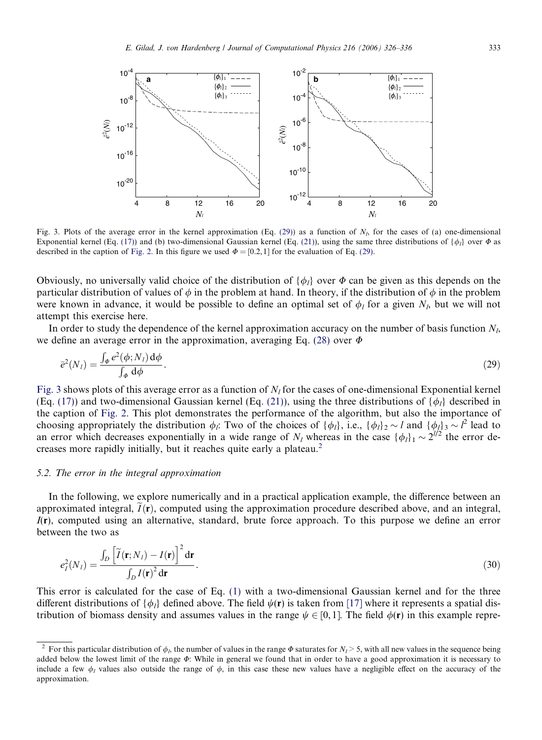Fig. 3. Plots of the average error in the kernel approximation (Eq. (29)) as a function of $N_l$, for the cases of (a) one-dimensional Exponential kernel (Eq. (17)) and (b) two-dimensional Gaussian kernel (Eq. (21)), using the same three distributions of $\{\phi_l\}$ over $\Phi$ as described in the caption of Fig. 2. In this figure we used $\Phi = [0.2, 1]$ for the evaluation of Eq. (29).

Obviously, no universally valid choice of the distribution of $\{\phi_l\}$ over $\Phi$ can be given as this depends on the particular distribution of values of $\phi$ in the problem at hand. In theory, if the distribution of $\phi$ in the problem were known in advance, it would be possible to define an optimal set of $\phi_l$ for a given $N_l$, but we will not attempt this exercise here.

In order to study the dependence of the kernel approximation accuracy on the number of basis function $N_l$, we define an average error in the approximation, averaging Eq. (28) over $\Phi$

$$\bar{e}^2(N_l) = \frac{\int_\Phi e^2(\phi; N_l)\,\mathrm{d}\phi}{\int_\Phi \mathrm{d}\phi}. \tag{29}$$

Fig. 3 shows plots of this average error as a function of $N_l$ for the cases of one-dimensional Exponential kernel (Eq. (17)) and two-dimensional Gaussian kernel (Eq. (21)), using the three distributions of $\{\phi_l\}$ described in the caption of Fig. 2. This plot demonstrates the performance of the algorithm, but also the importance of choosing appropriately the distribution $\phi_l$: Two of the choices of $\{\phi_l\}$, i.e., $\{\phi_l\}_2 \sim l$ and $\{\phi_l\}_3 \sim l^2$ lead to an error which decreases exponentially in a wide range of $N_l$ whereas in the case $\{\phi_l\}_1 \sim 2^{l/2}$ the error decreases more rapidly initially, but it reaches quite early a plateau.[2]

### 5.2. The error in the integral approximation

In the following, we explore numerically and in a practical application example, the difference between an approximated integral, $\widetilde{I}(\mathbf{r})$, computed using the approximation procedure described above, and an integral, $I(\mathbf{r})$, computed using an alternative, standard, brute force approach. To this purpose we define an error between the two as

$$e_I^2(N_l) = \frac{\int_D \left[\widetilde{I}(\mathbf{r}; N_l) - I(\mathbf{r})\right]^2 \mathrm{d}\mathbf{r}}{\int_D I(\mathbf{r})^2\,\mathrm{d}\mathbf{r}}. \tag{30}$$

This error is calculated for the case of Eq. (1) with a two-dimensional Gaussian kernel and for the three different distributions of $\{\phi_l\}$ defined above. The field $\psi(\mathbf{r})$ is taken from [17] where it represents a spatial distribution of biomass density and assumes values in the range $\psi \in [0, 1]$. The field $\phi(\mathbf{r})$ in this example repre-

[2] For this particular distribution of $\phi_l$, the number of values in the range $\Phi$ saturates for $N_l > 5$, with all new values in the sequence being added below the lowest limit of the range $\Phi$: While in general we found that in order to have a good approximation it is necessary to include a few $\phi_l$ values also outside the range of $\phi$, in this case these new values have a negligible effect on the accuracy of the approximation.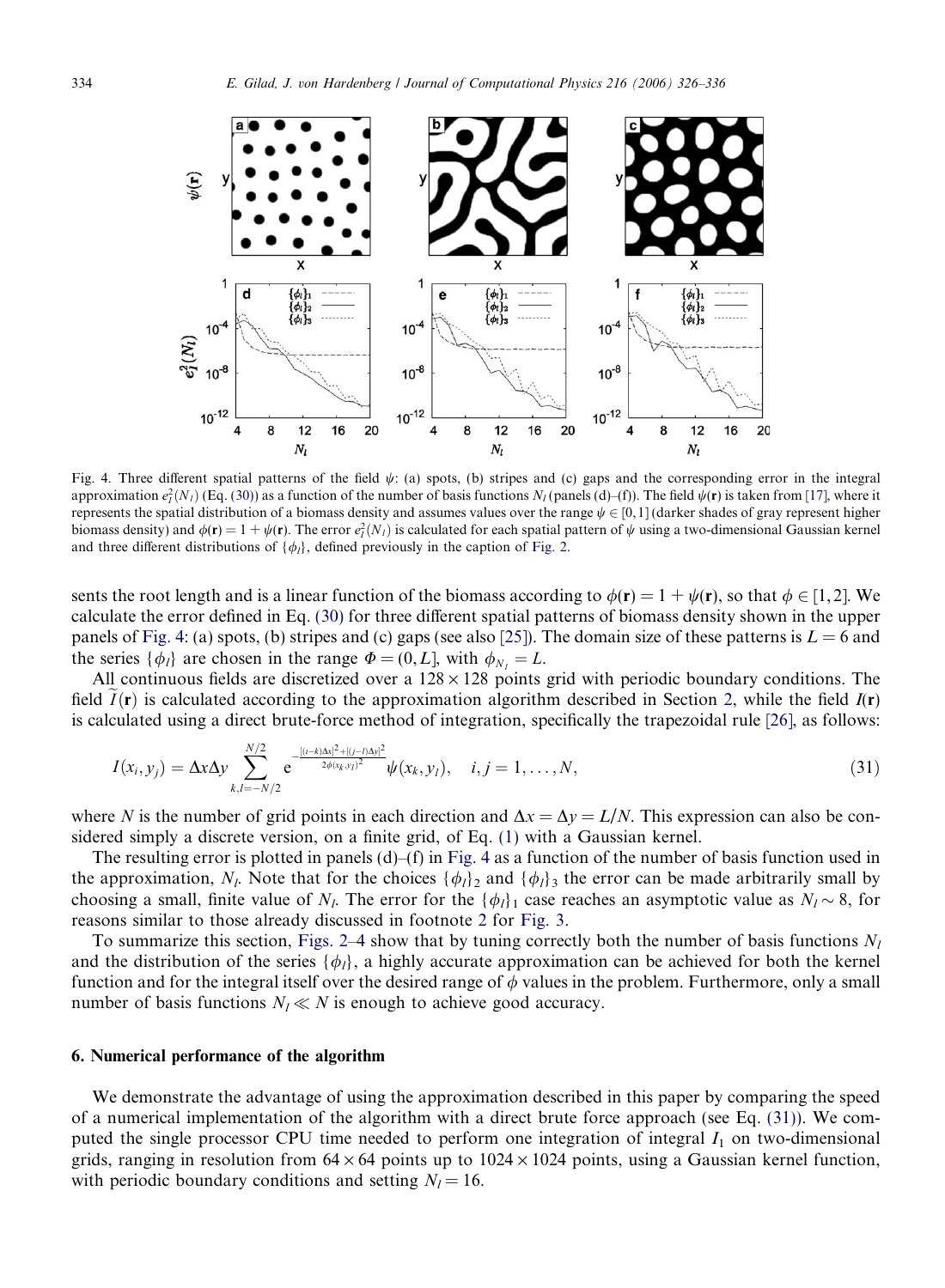Fig. 4. Three different spatial patterns of the field $\psi$: (a) spots, (b) stripes and (c) gaps and the corresponding error in the integral approximation $e_I^2(N_l)$ (Eq. (30)) as a function of the number of basis functions $N_l$ (panels (d)–(f)). The field $\psi(\mathbf{r})$ is taken from [17], where it represents the spatial distribution of a biomass density and assumes values over the range $\psi \in [0,1]$ (darker shades of gray represent higher biomass density) and $\phi(\mathbf{r}) = 1 + \psi(\mathbf{r})$. The error $e_I^2(N_l)$ is calculated for each spatial pattern of $\psi$ using a two-dimensional Gaussian kernel and three different distributions of $\{\phi_l\}$, defined previously in the caption of Fig. 2.

sents the root length and is a linear function of the biomass according to $\phi(\mathbf{r}) = 1 + \psi(\mathbf{r})$, so that $\phi \in [1, 2]$. We calculate the error defined in Eq. (30) for three different spatial patterns of biomass density shown in the upper panels of Fig. 4: (a) spots, (b) stripes and (c) gaps (see also [25]). The domain size of these patterns is $L = 6$ and the series $\{\phi_l\}$ are chosen in the range $\Phi = (0, L]$, with $\phi_{N_l} = L$.

All continuous fields are discretized over a $128 \times 128$ points grid with periodic boundary conditions. The field $\widetilde{I}(\mathbf{r})$ is calculated according to the approximation algorithm described in Section 2, while the field $I(\mathbf{r})$ is calculated using a direct brute-force method of integration, specifically the trapezoidal rule [26], as follows:

$$I(x_i, y_j) = \Delta x \Delta y \sum_{k,l=-N/2}^{N/2} \mathrm{e}^{-\frac{[(i-k)\Delta x]^2 + [(j-l)\Delta y]^2}{2\phi(x_k, y_l)^2}} \psi(x_k, y_l), \quad i, j = 1, \ldots, N, \tag{31}$$

where $N$ is the number of grid points in each direction and $\Delta x = \Delta y = L/N$. This expression can also be considered simply a discrete version, on a finite grid, of Eq. (1) with a Gaussian kernel.

The resulting error is plotted in panels (d)–(f) in Fig. 4 as a function of the number of basis function used in the approximation, $N_l$. Note that for the choices $\{\phi_l\}_2$ and $\{\phi_l\}_3$ the error can be made arbitrarily small by choosing a small, finite value of $N_l$. The error for the $\{\phi_l\}_1$ case reaches an asymptotic value as $N_l \sim 8$, for reasons similar to those already discussed in footnote 2 for Fig. 3.

To summarize this section, Figs. 2–4 show that by tuning correctly both the number of basis functions $N_l$ and the distribution of the series $\{\phi_l\}$, a highly accurate approximation can be achieved for both the kernel function and for the integral itself over the desired range of $\phi$ values in the problem. Furthermore, only a small number of basis functions $N_l \ll N$ is enough to achieve good accuracy.

## 6. Numerical performance of the algorithm

We demonstrate the advantage of using the approximation described in this paper by comparing the speed of a numerical implementation of the algorithm with a direct brute force approach (see Eq. (31)). We computed the single processor CPU time needed to perform one integration of integral $I_1$ on two-dimensional grids, ranging in resolution from $64 \times 64$ points up to $1024 \times 1024$ points, using a Gaussian kernel function, with periodic boundary conditions and setting $N_l = 16$.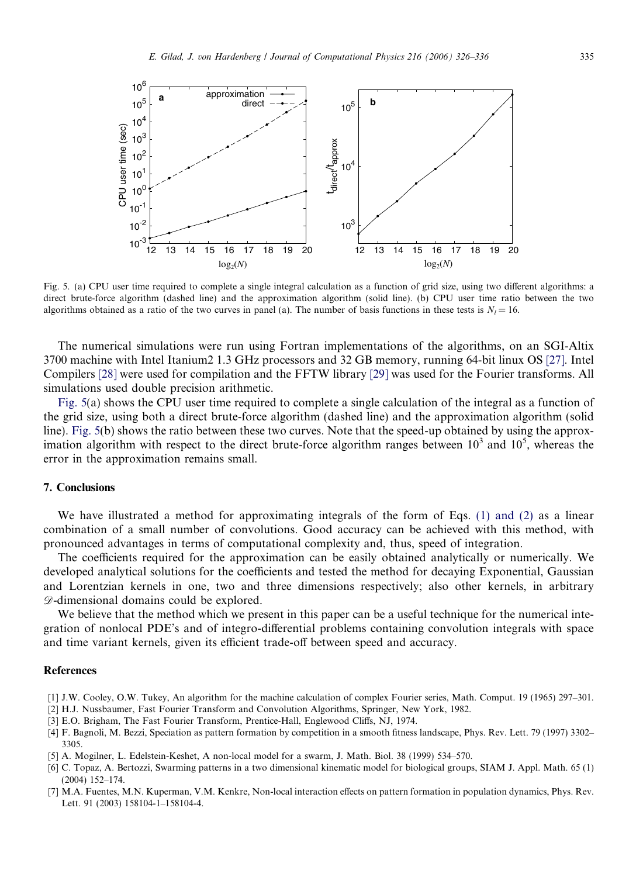Fig. 5. (a) CPU user time required to complete a single integral calculation as a function of grid size, using two different algorithms: a direct brute-force algorithm (dashed line) and the approximation algorithm (solid line). (b) CPU user time ratio between the two algorithms obtained as a ratio of the two curves in panel (a). The number of basis functions in these tests is $N_l = 16$.

The numerical simulations were run using Fortran implementations of the algorithms, on an SGI-Altix 3700 machine with Intel Itanium2 1.3 GHz processors and 32 GB memory, running 64-bit linux OS [27]. Intel Compilers [28] were used for compilation and the FFTW library [29] was used for the Fourier transforms. All simulations used double precision arithmetic.

Fig. 5(a) shows the CPU user time required to complete a single calculation of the integral as a function of the grid size, using both a direct brute-force algorithm (dashed line) and the approximation algorithm (solid line). Fig. 5(b) shows the ratio between these two curves. Note that the speed-up obtained by using the approximation algorithm with respect to the direct brute-force algorithm ranges between $10^3$ and $10^5$, whereas the error in the approximation remains small.

## 7. Conclusions

We have illustrated a method for approximating integrals of the form of Eqs. (1) and (2) as a linear combination of a small number of convolutions. Good accuracy can be achieved with this method, with pronounced advantages in terms of computational complexity and, thus, speed of integration.

The coefficients required for the approximation can be easily obtained analytically or numerically. We developed analytical solutions for the coefficients and tested the method for decaying Exponential, Gaussian and Lorentzian kernels in one, two and three dimensions respectively; also other kernels, in arbitrary $\mathscr{D}$-dimensional domains could be explored.

We believe that the method which we present in this paper can be a useful technique for the numerical integration of nonlocal PDE's and of integro-differential problems containing convolution integrals with space and time variant kernels, given its efficient trade-off between speed and accuracy.

## References

[1] J.W. Cooley, O.W. Tukey, An algorithm for the machine calculation of complex Fourier series, Math. Comput. 19 (1965) 297–301.

[2] H.J. Nussbaumer, Fast Fourier Transform and Convolution Algorithms, Springer, New York, 1982.

[3] E.O. Brigham, The Fast Fourier Transform, Prentice-Hall, Englewood Cliffs, NJ, 1974.

[4] F. Bagnoli, M. Bezzi, Speciation as pattern formation by competition in a smooth fitness landscape, Phys. Rev. Lett. 79 (1997) 3302–3305.

[5] A. Mogilner, L. Edelstein-Keshet, A non-local model for a swarm, J. Math. Biol. 38 (1999) 534–570.

[6] C. Topaz, A. Bertozzi, Swarming patterns in a two dimensional kinematic model for biological groups, SIAM J. Appl. Math. 65 (1) (2004) 152–174.

[7] M.A. Fuentes, M.N. Kuperman, V.M. Kenkre, Non-local interaction effects on pattern formation in population dynamics, Phys. Rev. Lett. 91 (2003) 158104-1–158104-4.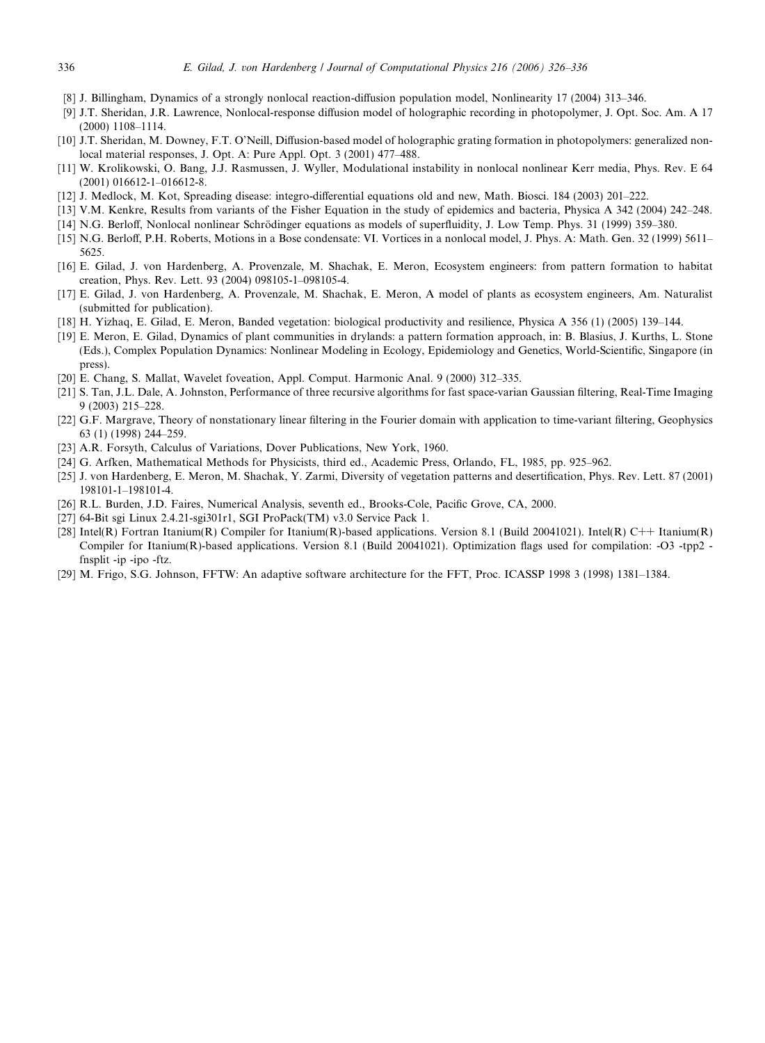[8] J. Billingham, Dynamics of a strongly nonlocal reaction-diffusion population model, Nonlinearity 17 (2004) 313–346.

[9] J.T. Sheridan, J.R. Lawrence, Nonlocal-response diffusion model of holographic recording in photopolymer, J. Opt. Soc. Am. A 17 (2000) 1108–1114.

[10] J.T. Sheridan, M. Downey, F.T. O'Neill, Diffusion-based model of holographic grating formation in photopolymers: generalized nonlocal material responses, J. Opt. A: Pure Appl. Opt. 3 (2001) 477–488.

[11] W. Krolikowski, O. Bang, J.J. Rasmussen, J. Wyller, Modulational instability in nonlocal nonlinear Kerr media, Phys. Rev. E 64 (2001) 016612-1–016612-8.

[12] J. Medlock, M. Kot, Spreading disease: integro-differential equations old and new, Math. Biosci. 184 (2003) 201–222.

[13] V.M. Kenkre, Results from variants of the Fisher Equation in the study of epidemics and bacteria, Physica A 342 (2004) 242–248.

[14] N.G. Berloff, Nonlocal nonlinear Schrödinger equations as models of superfluidity, J. Low Temp. Phys. 31 (1999) 359–380.

[15] N.G. Berloff, P.H. Roberts, Motions in a Bose condensate: VI. Vortices in a nonlocal model, J. Phys. A: Math. Gen. 32 (1999) 5611–5625.

[16] E. Gilad, J. von Hardenberg, A. Provenzale, M. Shachak, E. Meron, Ecosystem engineers: from pattern formation to habitat creation, Phys. Rev. Lett. 93 (2004) 098105-1–098105-4.

[17] E. Gilad, J. von Hardenberg, A. Provenzale, M. Shachak, E. Meron, A model of plants as ecosystem engineers, Am. Naturalist (submitted for publication).

[18] H. Yizhaq, E. Gilad, E. Meron, Banded vegetation: biological productivity and resilience, Physica A 356 (1) (2005) 139–144.

[19] E. Meron, E. Gilad, Dynamics of plant communities in drylands: a pattern formation approach, in: B. Blasius, J. Kurths, L. Stone (Eds.), Complex Population Dynamics: Nonlinear Modeling in Ecology, Epidemiology and Genetics, World-Scientific, Singapore (in press).

[20] E. Chang, S. Mallat, Wavelet foveation, Appl. Comput. Harmonic Anal. 9 (2000) 312–335.

[21] S. Tan, J.L. Dale, A. Johnston, Performance of three recursive algorithms for fast space-varian Gaussian filtering, Real-Time Imaging 9 (2003) 215–228.

[22] G.F. Margrave, Theory of nonstationary linear filtering in the Fourier domain with application to time-variant filtering, Geophysics 63 (1) (1998) 244–259.

[23] A.R. Forsyth, Calculus of Variations, Dover Publications, New York, 1960.

[24] G. Arfken, Mathematical Methods for Physicists, third ed., Academic Press, Orlando, FL, 1985, pp. 925–962.

[25] J. von Hardenberg, E. Meron, M. Shachak, Y. Zarmi, Diversity of vegetation patterns and desertification, Phys. Rev. Lett. 87 (2001) 198101-1–198101-4.

[26] R.L. Burden, J.D. Faires, Numerical Analysis, seventh ed., Brooks-Cole, Pacific Grove, CA, 2000.

[27] 64-Bit sgi Linux 2.4.21-sgi301r1, SGI ProPack(TM) v3.0 Service Pack 1.

[28] Intel(R) Fortran Itanium(R) Compiler for Itanium(R)-based applications. Version 8.1 (Build 20041021). Intel(R) C++ Itanium(R) Compiler for Itanium(R)-based applications. Version 8.1 (Build 20041021). Optimization flags used for compilation: -O3 -tpp2 -fnsplit -ip -ipo -ftz.

[29] M. Frigo, S.G. Johnson, FFTW: An adaptive software architecture for the FFT, Proc. ICASSP 1998 3 (1998) 1381–1384.